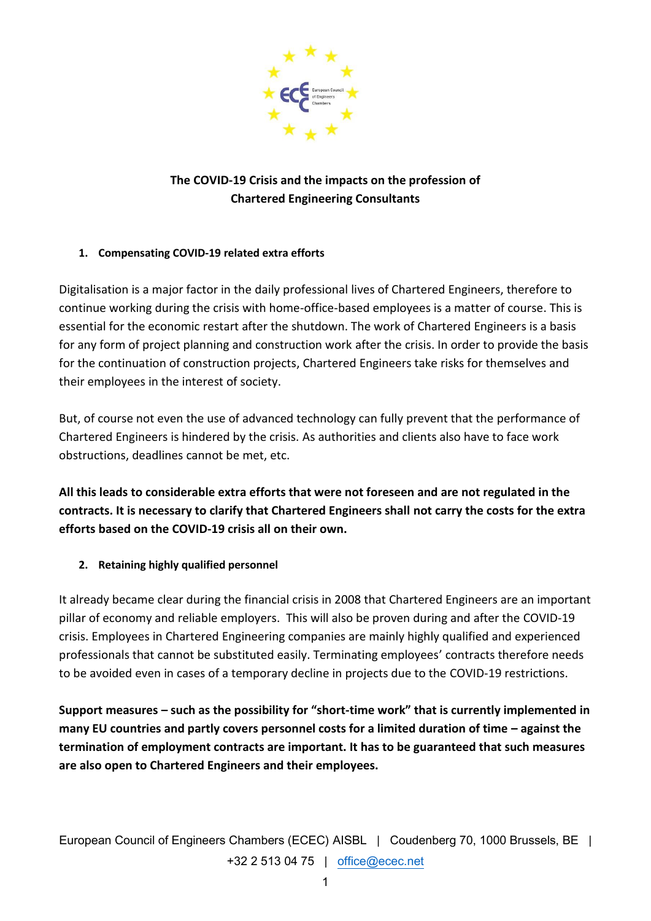# The COVID-19 Crisis and the impacts on the profession of Chartered Engineering Consultants

## 1. Compensating COVID-19 related extra efforts

Digitalisation is a major factor in the daily professional lives of Chartered Engineers, therefore to continue working during the crisis with home-office-based employees is a matter of course. This is essential for the economic restart after the shutdown. The work of Chartered Engineers is a basis for any form of project planning and construction work after the crisis. In order to provide the basis for the continuation of construction projects, Chartered Engineers take risks for themselves and their employees in the interest of society.

But, of course not even the use of advanced technology can fully prevent that the performance of Chartered Engineers is hindered by the crisis. As authorities and clients also have to face work obstructions, deadlines cannot be met, etc.

**All this leads to considerable extra efforts that were not foreseen and are not regulated in the contracts. It is necessary to clarify that Chartered Engineers shall not carry the costs for the extra efforts based on the COVID-19 crisis all on their own.**

## 2. Retaining highly qualified personnel

It already became clear during the financial crisis in 2008 that Chartered Engineers are an important pillar of economy and reliable employers. This will also be proven during and after the COVID-19 crisis. Employees in Chartered Engineering companies are mainly highly qualified and experienced professionals that cannot be substituted easily. Terminating employees' contracts therefore needs to be avoided even in cases of a temporary decline in projects due to the COVID-19 restrictions.

**Support measures – such as the possibility for "short-time work" that is currently implemented in many EU countries and partly covers personnel costs for a limited duration of time – against the termination of employment contracts are important. It has to be guaranteed that such measures are also open to Chartered Engineers and their employees.**

European Council of Engineers Chambers (ECEC) AISBL | Coudenberg 70, 1000 Brussels, BE | +32 2 513 04 75 | office@ecec.net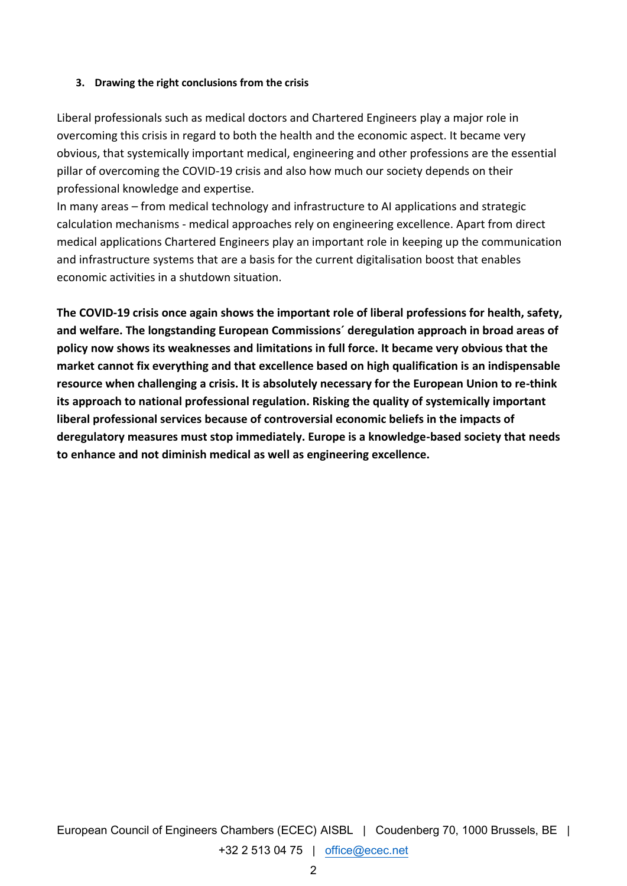### 3. Drawing the right conclusions from the crisis

Liberal professionals such as medical doctors and Chartered Engineers play a major role in overcoming this crisis in regard to both the health and the economic aspect. It became very obvious, that systemically important medical, engineering and other professions are the essential pillar of overcoming the COVID-19 crisis and also how much our society depends on their professional knowledge and expertise.

In many areas – from medical technology and infrastructure to AI applications and strategic calculation mechanisms - medical approaches rely on engineering excellence. Apart from direct medical applications Chartered Engineers play an important role in keeping up the communication and infrastructure systems that are a basis for the current digitalisation boost that enables economic activities in a shutdown situation.

**The COVID-19 crisis once again shows the important role of liberal professions for health, safety, and welfare. The longstanding European Commissions´ deregulation approach in broad areas of policy now shows its weaknesses and limitations in full force. It became very obvious that the market cannot fix everything and that excellence based on high qualification is an indispensable resource when challenging a crisis. It is absolutely necessary for the European Union to re-think its approach to national professional regulation. Risking the quality of systemically important liberal professional services because of controversial economic beliefs in the impacts of deregulatory measures must stop immediately. Europe is a knowledge-based society that needs to enhance and not diminish medical as well as engineering excellence.**